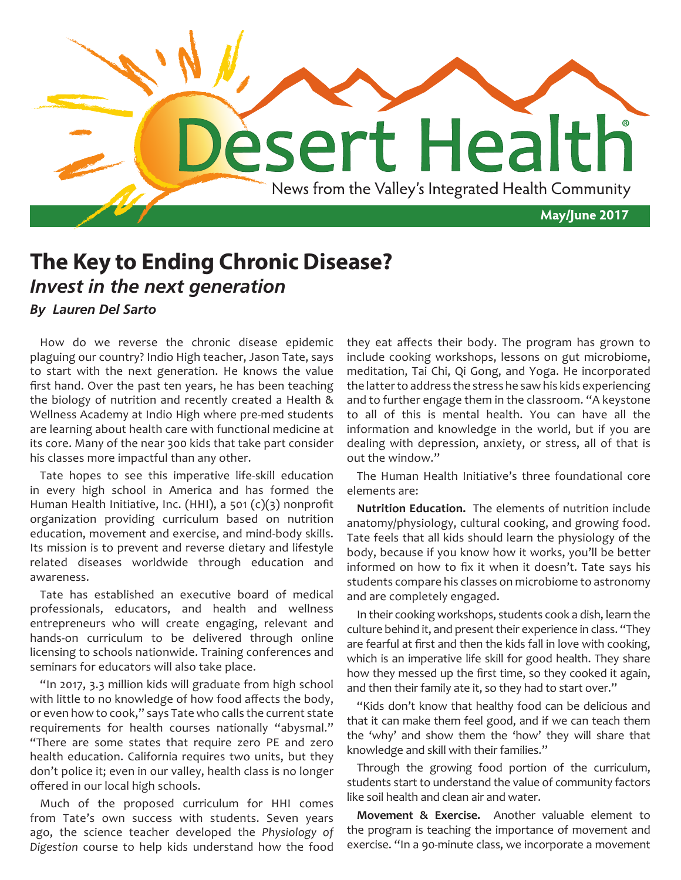# Desert Health

News from the Valley's Integrated Health Community

May/June 2017

## The Key to Ending Chronic Disease?

### *Invest in the next generation*

***By Lauren Del Sarto***

How do we reverse the chronic disease epidemic plaguing our country? Indio High teacher, Jason Tate, says to start with the next generation. He knows the value first hand. Over the past ten years, he has been teaching the biology of nutrition and recently created a Health & Wellness Academy at Indio High where pre-med students are learning about health care with functional medicine at its core. Many of the near 300 kids that take part consider his classes more impactful than any other.

Tate hopes to see this imperative life-skill education in every high school in America and has formed the Human Health Initiative, Inc. (HHI), a 501 (c)(3) nonprofit organization providing curriculum based on nutrition education, movement and exercise, and mind-body skills. Its mission is to prevent and reverse dietary and lifestyle related diseases worldwide through education and awareness.

Tate has established an executive board of medical professionals, educators, and health and wellness entrepreneurs who will create engaging, relevant and hands-on curriculum to be delivered through online licensing to schools nationwide. Training conferences and seminars for educators will also take place.

"In 2017, 3.3 million kids will graduate from high school with little to no knowledge of how food affects the body, or even how to cook," says Tate who calls the current state requirements for health courses nationally "abysmal." "There are some states that require zero PE and zero health education. California requires two units, but they don't police it; even in our valley, health class is no longer offered in our local high schools.

Much of the proposed curriculum for HHI comes from Tate's own success with students. Seven years ago, the science teacher developed the *Physiology of Digestion* course to help kids understand how the food they eat affects their body. The program has grown to include cooking workshops, lessons on gut microbiome, meditation, Tai Chi, Qi Gong, and Yoga. He incorporated the latter to address the stress he saw his kids experiencing and to further engage them in the classroom. "A keystone to all of this is mental health. You can have all the information and knowledge in the world, but if you are dealing with depression, anxiety, or stress, all of that is out the window."

The Human Health Initiative's three foundational core elements are:

**Nutrition Education.** The elements of nutrition include anatomy/physiology, cultural cooking, and growing food. Tate feels that all kids should learn the physiology of the body, because if you know how it works, you'll be better informed on how to fix it when it doesn't. Tate says his students compare his classes on microbiome to astronomy and are completely engaged.

In their cooking workshops, students cook a dish, learn the culture behind it, and present their experience in class. "They are fearful at first and then the kids fall in love with cooking, which is an imperative life skill for good health. They share how they messed up the first time, so they cooked it again, and then their family ate it, so they had to start over."

"Kids don't know that healthy food can be delicious and that it can make them feel good, and if we can teach them the 'why' and show them the 'how' they will share that knowledge and skill with their families."

Through the growing food portion of the curriculum, students start to understand the value of community factors like soil health and clean air and water.

**Movement & Exercise.** Another valuable element to the program is teaching the importance of movement and exercise. "In a 90-minute class, we incorporate a movement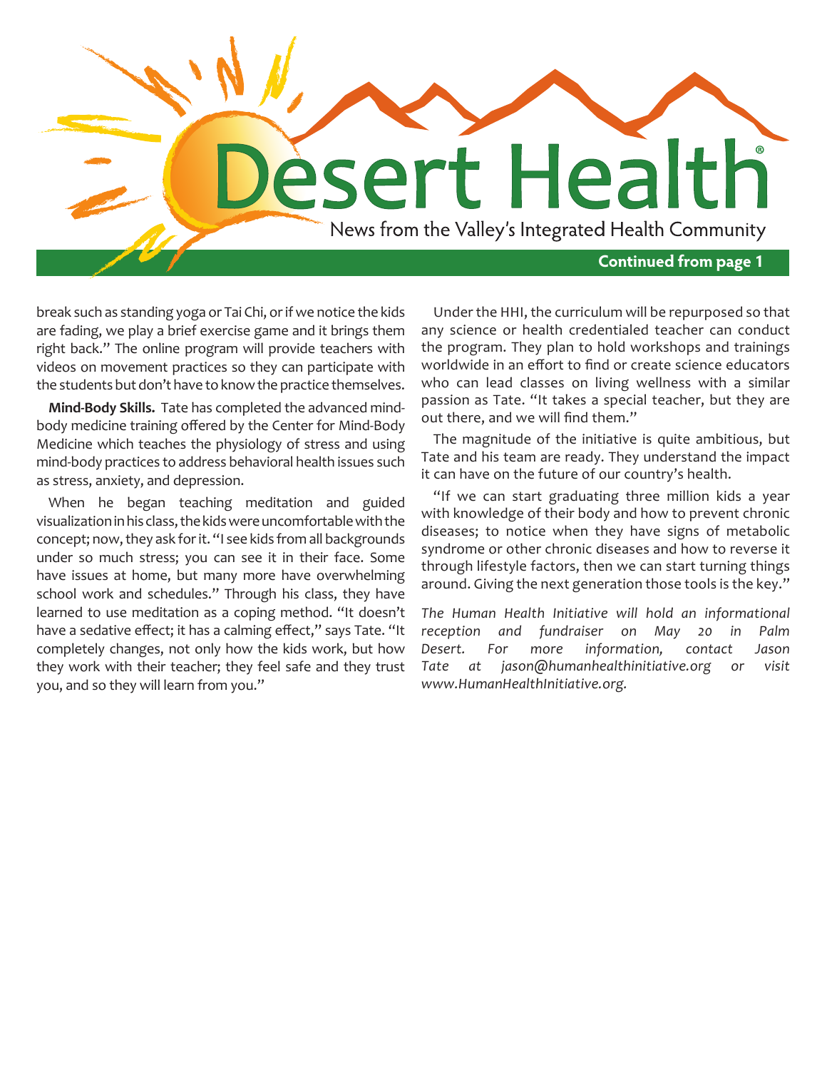# Desert Health

News from the Valley's Integrated Health Community

**Continued from page 1**

break such as standing yoga or Tai Chi, or if we notice the kids are fading, we play a brief exercise game and it brings them right back." The online program will provide teachers with videos on movement practices so they can participate with the students but don't have to know the practice themselves.

**Mind-Body Skills.** Tate has completed the advanced mind-body medicine training offered by the Center for Mind-Body Medicine which teaches the physiology of stress and using mind-body practices to address behavioral health issues such as stress, anxiety, and depression.

When he began teaching meditation and guided visualization in his class, the kids were uncomfortable with the concept; now, they ask for it. "I see kids from all backgrounds under so much stress; you can see it in their face. Some have issues at home, but many more have overwhelming school work and schedules." Through his class, they have learned to use meditation as a coping method. "It doesn't have a sedative effect; it has a calming effect," says Tate. "It completely changes, not only how the kids work, but how they work with their teacher; they feel safe and they trust you, and so they will learn from you."

Under the HHI, the curriculum will be repurposed so that any science or health credentialed teacher can conduct the program. They plan to hold workshops and trainings worldwide in an effort to find or create science educators who can lead classes on living wellness with a similar passion as Tate. "It takes a special teacher, but they are out there, and we will find them."

The magnitude of the initiative is quite ambitious, but Tate and his team are ready. They understand the impact it can have on the future of our country's health.

"If we can start graduating three million kids a year with knowledge of their body and how to prevent chronic diseases; to notice when they have signs of metabolic syndrome or other chronic diseases and how to reverse it through lifestyle factors, then we can start turning things around. Giving the next generation those tools is the key."

*The Human Health Initiative will hold an informational reception and fundraiser on May 20 in Palm Desert. For more information, contact Jason Tate at jason@humanhealthinitiative.org or visit www.HumanHealthInitiative.org.*